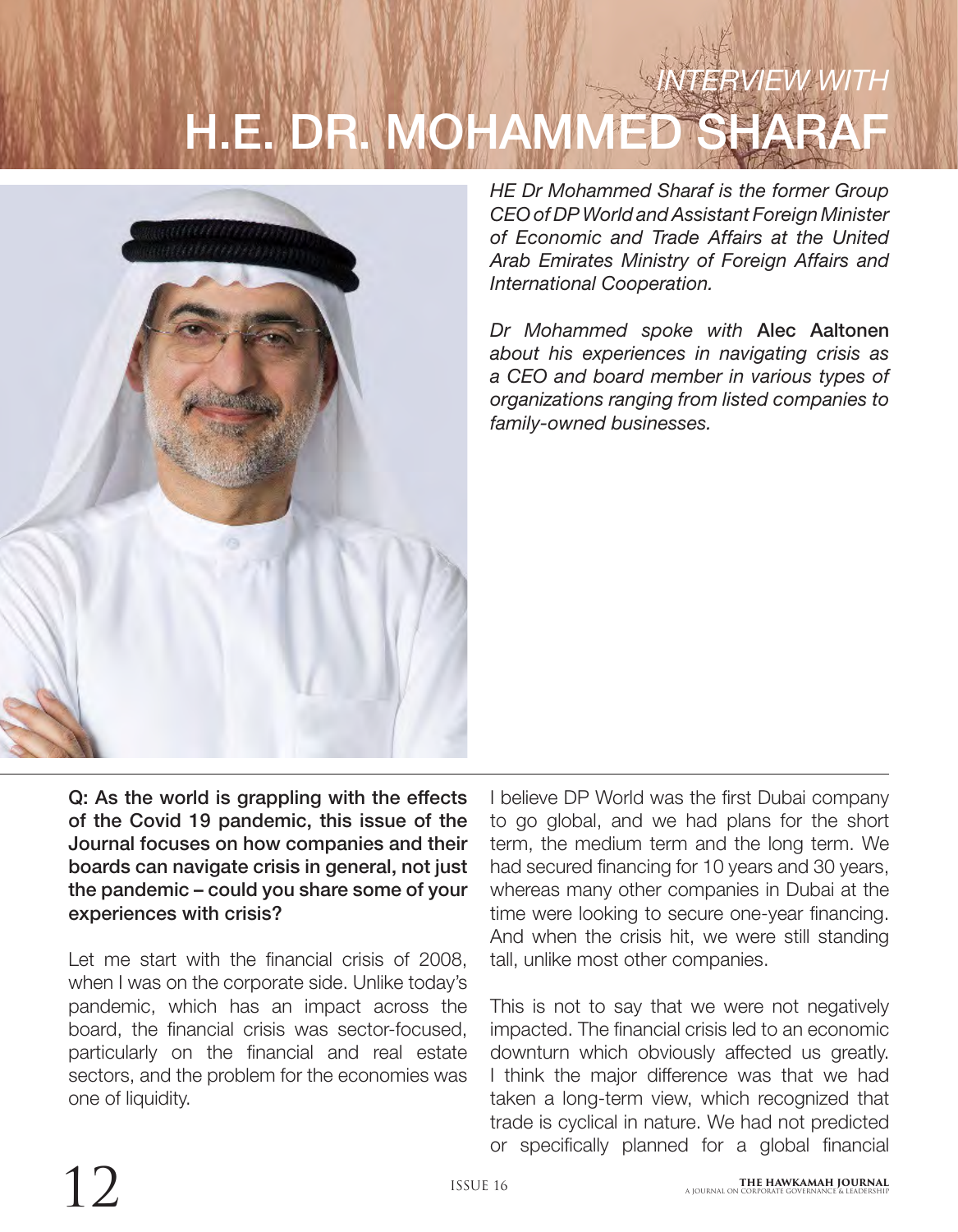# INTERVIEW WITH H.E. DR. MOHAMMED SHARAF

*HE Dr Mohammed Sharaf is the former Group CEO of DP World and Assistant Foreign Minister of Economic and Trade Affairs at the United Arab Emirates Ministry of Foreign Affairs and International Cooperation.*

*Dr Mohammed spoke with* **Alec Aaltonen** *about his experiences in navigating crisis as a CEO and board member in various types of organizations ranging from listed companies to family-owned businesses.*

**Q: As the world is grappling with the effects of the Covid 19 pandemic, this issue of the Journal focuses on how companies and their boards can navigate crisis in general, not just the pandemic – could you share some of your experiences with crisis?**

Let me start with the financial crisis of 2008, when I was on the corporate side. Unlike today's pandemic, which has an impact across the board, the financial crisis was sector-focused, particularly on the financial and real estate sectors, and the problem for the economies was one of liquidity.

I believe DP World was the first Dubai company to go global, and we had plans for the short term, the medium term and the long term. We had secured financing for 10 years and 30 years, whereas many other companies in Dubai at the time were looking to secure one-year financing. And when the crisis hit, we were still standing tall, unlike most other companies.

This is not to say that we were not negatively impacted. The financial crisis led to an economic downturn which obviously affected us greatly. I think the major difference was that we had taken a long-term view, which recognized that trade is cyclical in nature. We had not predicted or specifically planned for a global financial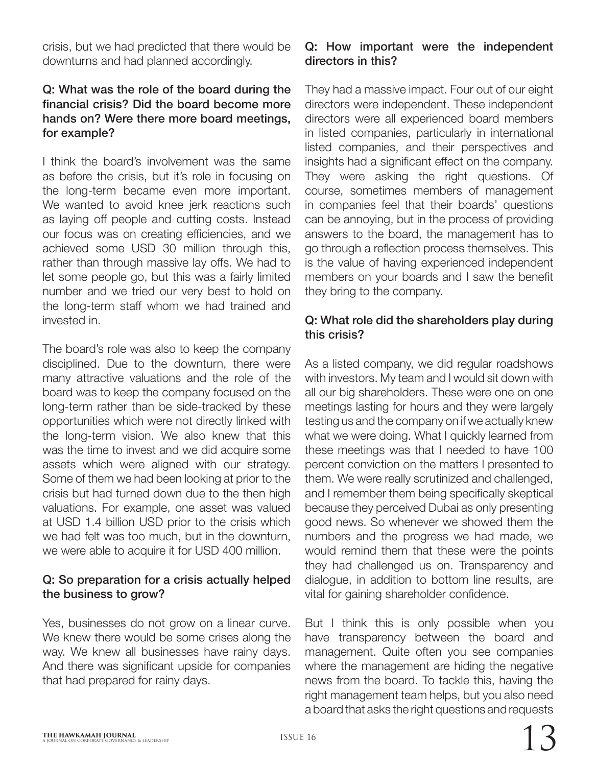crisis, but we had predicted that there would be downturns and had planned accordingly.

**Q: What was the role of the board during the financial crisis? Did the board become more hands on? Were there more board meetings, for example?**

I think the board's involvement was the same as before the crisis, but it's role in focusing on the long-term became even more important. We wanted to avoid knee jerk reactions such as laying off people and cutting costs. Instead our focus was on creating efficiencies, and we achieved some USD 30 million through this, rather than through massive lay offs. We had to let some people go, but this was a fairly limited number and we tried our very best to hold on the long-term staff whom we had trained and invested in.

The board's role was also to keep the company disciplined. Due to the downturn, there were many attractive valuations and the role of the board was to keep the company focused on the long-term rather than be side-tracked by these opportunities which were not directly linked with the long-term vision. We also knew that this was the time to invest and we did acquire some assets which were aligned with our strategy. Some of them we had been looking at prior to the crisis but had turned down due to the then high valuations. For example, one asset was valued at USD 1.4 billion USD prior to the crisis which we had felt was too much, but in the downturn, we were able to acquire it for USD 400 million.

**Q: So preparation for a crisis actually helped the business to grow?**

Yes, businesses do not grow on a linear curve. We knew there would be some crises along the way. We knew all businesses have rainy days. And there was significant upside for companies that had prepared for rainy days.

**Q: How important were the independent directors in this?**

They had a massive impact. Four out of our eight directors were independent. These independent directors were all experienced board members in listed companies, particularly in international listed companies, and their perspectives and insights had a significant effect on the company. They were asking the right questions. Of course, sometimes members of management in companies feel that their boards' questions can be annoying, but in the process of providing answers to the board, the management has to go through a reflection process themselves. This is the value of having experienced independent members on your boards and I saw the benefit they bring to the company.

**Q: What role did the shareholders play during this crisis?**

As a listed company, we did regular roadshows with investors. My team and I would sit down with all our big shareholders. These were one on one meetings lasting for hours and they were largely testing us and the company on if we actually knew what we were doing. What I quickly learned from these meetings was that I needed to have 100 percent conviction on the matters I presented to them. We were really scrutinized and challenged, and I remember them being specifically skeptical because they perceived Dubai as only presenting good news. So whenever we showed them the numbers and the progress we had made, we would remind them that these were the points they had challenged us on. Transparency and dialogue, in addition to bottom line results, are vital for gaining shareholder confidence.

But I think this is only possible when you have transparency between the board and management. Quite often you see companies where the management are hiding the negative news from the board. To tackle this, having the right management team helps, but you also need a board that asks the right questions and requests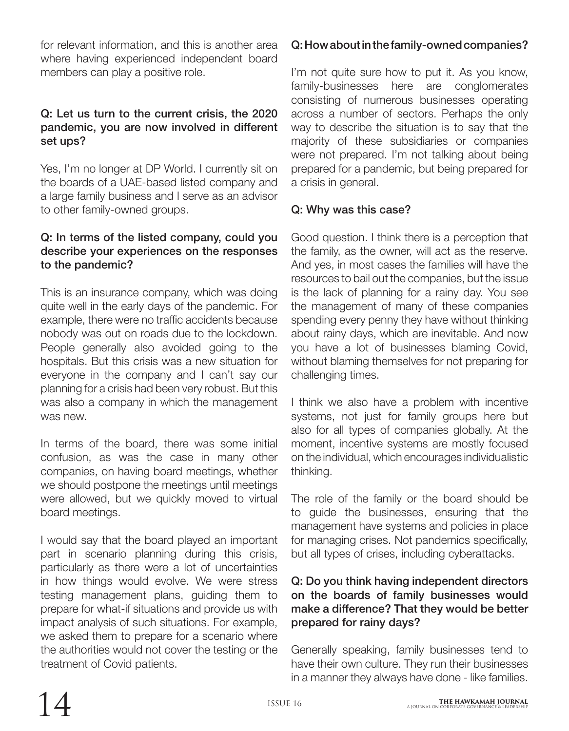for relevant information, and this is another area where having experienced independent board members can play a positive role.

**Q: Let us turn to the current crisis, the 2020 pandemic, you are now involved in different set ups?**

Yes, I'm no longer at DP World. I currently sit on the boards of a UAE-based listed company and a large family business and I serve as an advisor to other family-owned groups.

**Q: In terms of the listed company, could you describe your experiences on the responses to the pandemic?**

This is an insurance company, which was doing quite well in the early days of the pandemic. For example, there were no traffic accidents because nobody was out on roads due to the lockdown. People generally also avoided going to the hospitals. But this crisis was a new situation for everyone in the company and I can't say our planning for a crisis had been very robust. But this was also a company in which the management was new.

In terms of the board, there was some initial confusion, as was the case in many other companies, on having board meetings, whether we should postpone the meetings until meetings were allowed, but we quickly moved to virtual board meetings.

I would say that the board played an important part in scenario planning during this crisis, particularly as there were a lot of uncertainties in how things would evolve. We were stress testing management plans, guiding them to prepare for what-if situations and provide us with impact analysis of such situations. For example, we asked them to prepare for a scenario where the authorities would not cover the testing or the treatment of Covid patients.

**Q: How about in the family-owned companies?**

I'm not quite sure how to put it. As you know, family-businesses here are conglomerates consisting of numerous businesses operating across a number of sectors. Perhaps the only way to describe the situation is to say that the majority of these subsidiaries or companies were not prepared. I'm not talking about being prepared for a pandemic, but being prepared for a crisis in general.

**Q: Why was this case?**

Good question. I think there is a perception that the family, as the owner, will act as the reserve. And yes, in most cases the families will have the resources to bail out the companies, but the issue is the lack of planning for a rainy day. You see the management of many of these companies spending every penny they have without thinking about rainy days, which are inevitable. And now you have a lot of businesses blaming Covid, without blaming themselves for not preparing for challenging times.

I think we also have a problem with incentive systems, not just for family groups here but also for all types of companies globally. At the moment, incentive systems are mostly focused on the individual, which encourages individualistic thinking.

The role of the family or the board should be to guide the businesses, ensuring that the management have systems and policies in place for managing crises. Not pandemics specifically, but all types of crises, including cyberattacks.

**Q: Do you think having independent directors on the boards of family businesses would make a difference? That they would be better prepared for rainy days?**

Generally speaking, family businesses tend to have their own culture. They run their businesses in a manner they always have done - like families.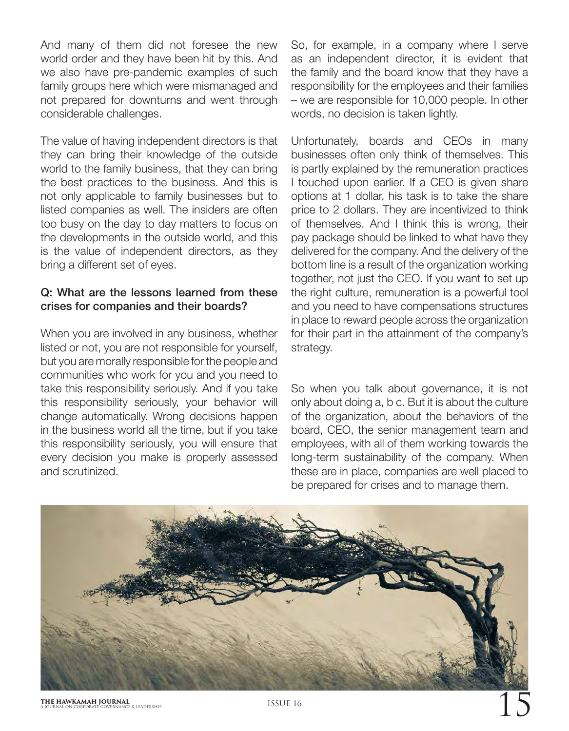And many of them did not foresee the new world order and they have been hit by this. And we also have pre-pandemic examples of such family groups here which were mismanaged and not prepared for downturns and went through considerable challenges.

The value of having independent directors is that they can bring their knowledge of the outside world to the family business, that they can bring the best practices to the business. And this is not only applicable to family businesses but to listed companies as well. The insiders are often too busy on the day to day matters to focus on the developments in the outside world, and this is the value of independent directors, as they bring a different set of eyes.

**Q: What are the lessons learned from these crises for companies and their boards?**

When you are involved in any business, whether listed or not, you are not responsible for yourself, but you are morally responsible for the people and communities who work for you and you need to take this responsibility seriously. And if you take this responsibility seriously, your behavior will change automatically. Wrong decisions happen in the business world all the time, but if you take this responsibility seriously, you will ensure that every decision you make is properly assessed and scrutinized.

So, for example, in a company where I serve as an independent director, it is evident that the family and the board know that they have a responsibility for the employees and their families – we are responsible for 10,000 people. In other words, no decision is taken lightly.

Unfortunately, boards and CEOs in many businesses often only think of themselves. This is partly explained by the remuneration practices I touched upon earlier. If a CEO is given share options at 1 dollar, his task is to take the share price to 2 dollars. They are incentivized to think of themselves. And I think this is wrong, their pay package should be linked to what have they delivered for the company. And the delivery of the bottom line is a result of the organization working together, not just the CEO. If you want to set up the right culture, remuneration is a powerful tool and you need to have compensations structures in place to reward people across the organization for their part in the attainment of the company's strategy.

So when you talk about governance, it is not only about doing a, b c. But it is about the culture of the organization, about the behaviors of the board, CEO, the senior management team and employees, with all of them working towards the long-term sustainability of the company. When these are in place, companies are well placed to be prepared for crises and to manage them.